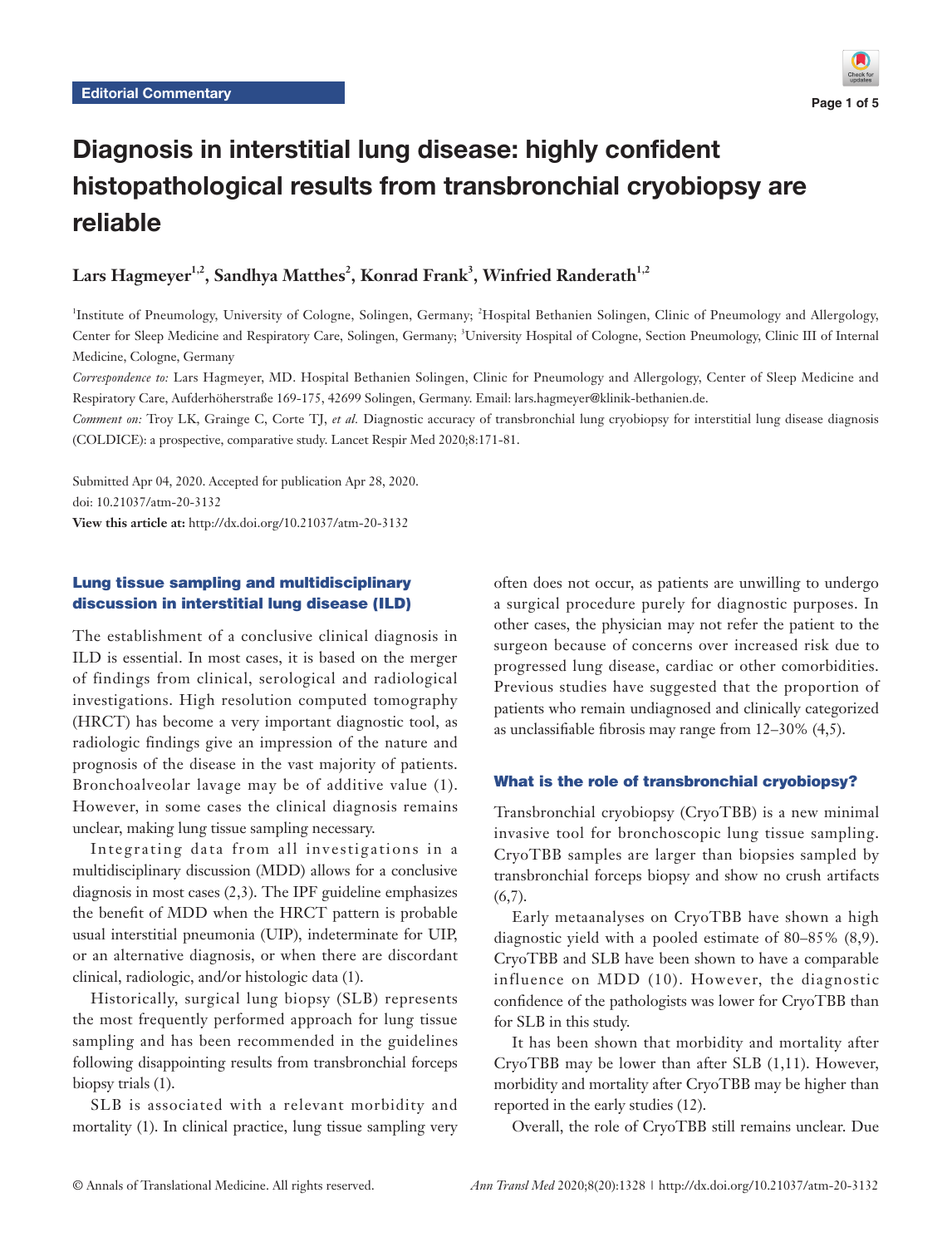Editorial Commentary

# Diagnosis in interstitial lung disease: highly confident histopathological results from transbronchial cryobiopsy are reliable

**Lars Hagmeyer[1,2], Sandhya Matthes[2], Konrad Frank[3], Winfried Randerath[1,2]**

[1]Institute of Pneumology, University of Cologne, Solingen, Germany; [2]Hospital Bethanien Solingen, Clinic of Pneumology and Allergology, Center for Sleep Medicine and Respiratory Care, Solingen, Germany; [3]University Hospital of Cologne, Section Pneumology, Clinic III of Internal Medicine, Cologne, Germany

*Correspondence to:* Lars Hagmeyer, MD. Hospital Bethanien Solingen, Clinic for Pneumology and Allergology, Center of Sleep Medicine and Respiratory Care, Aufderhöherstraße 169-175, 42699 Solingen, Germany. Email: lars.hagmeyer@klinik-bethanien.de.

*Comment on:* Troy LK, Grainge C, Corte TJ, *et al.* Diagnostic accuracy of transbronchial lung cryobiopsy for interstitial lung disease diagnosis (COLDICE): a prospective, comparative study. Lancet Respir Med 2020;8:171-81.

Submitted Apr 04, 2020. Accepted for publication Apr 28, 2020.
doi: 10.21037/atm-20-3132
**View this article at:** http://dx.doi.org/10.21037/atm-20-3132

## Lung tissue sampling and multidisciplinary discussion in interstitial lung disease (ILD)

The establishment of a conclusive clinical diagnosis in ILD is essential. In most cases, it is based on the merger of findings from clinical, serological and radiological investigations. High resolution computed tomography (HRCT) has become a very important diagnostic tool, as radiologic findings give an impression of the nature and prognosis of the disease in the vast majority of patients. Bronchoalveolar lavage may be of additive value (1). However, in some cases the clinical diagnosis remains unclear, making lung tissue sampling necessary.

Integrating data from all investigations in a multidisciplinary discussion (MDD) allows for a conclusive diagnosis in most cases (2,3). The IPF guideline emphasizes the benefit of MDD when the HRCT pattern is probable usual interstitial pneumonia (UIP), indeterminate for UIP, or an alternative diagnosis, or when there are discordant clinical, radiologic, and/or histologic data (1).

Historically, surgical lung biopsy (SLB) represents the most frequently performed approach for lung tissue sampling and has been recommended in the guidelines following disappointing results from transbronchial forceps biopsy trials (1).

SLB is associated with a relevant morbidity and mortality (1). In clinical practice, lung tissue sampling very often does not occur, as patients are unwilling to undergo a surgical procedure purely for diagnostic purposes. In other cases, the physician may not refer the patient to the surgeon because of concerns over increased risk due to progressed lung disease, cardiac or other comorbidities. Previous studies have suggested that the proportion of patients who remain undiagnosed and clinically categorized as unclassifiable fibrosis may range from 12–30% (4,5).

## What is the role of transbronchial cryobiopsy?

Transbronchial cryobiopsy (CryoTBB) is a new minimal invasive tool for bronchoscopic lung tissue sampling. CryoTBB samples are larger than biopsies sampled by transbronchial forceps biopsy and show no crush artifacts (6,7).

Early metaanalyses on CryoTBB have shown a high diagnostic yield with a pooled estimate of 80–85% (8,9). CryoTBB and SLB have been shown to have a comparable influence on MDD (10). However, the diagnostic confidence of the pathologists was lower for CryoTBB than for SLB in this study.

It has been shown that morbidity and mortality after CryoTBB may be lower than after SLB (1,11). However, morbidity and mortality after CryoTBB may be higher than reported in the early studies (12).

Overall, the role of CryoTBB still remains unclear. Due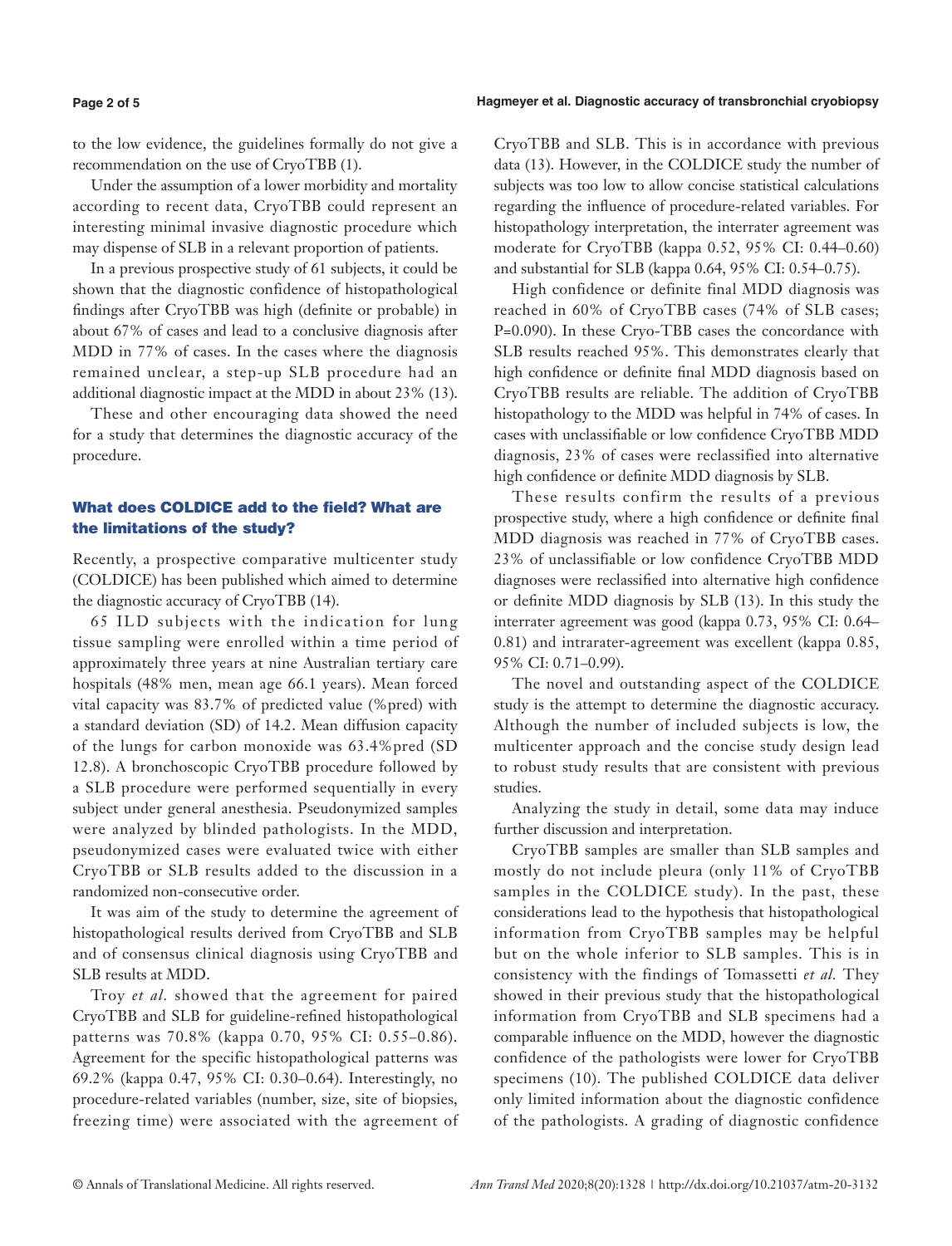to the low evidence, the guidelines formally do not give a recommendation on the use of CryoTBB (1).

Under the assumption of a lower morbidity and mortality according to recent data, CryoTBB could represent an interesting minimal invasive diagnostic procedure which may dispense of SLB in a relevant proportion of patients.

In a previous prospective study of 61 subjects, it could be shown that the diagnostic confidence of histopathological findings after CryoTBB was high (definite or probable) in about 67% of cases and lead to a conclusive diagnosis after MDD in 77% of cases. In the cases where the diagnosis remained unclear, a step-up SLB procedure had an additional diagnostic impact at the MDD in about 23% (13).

These and other encouraging data showed the need for a study that determines the diagnostic accuracy of the procedure.

## What does COLDICE add to the field? What are the limitations of the study?

Recently, a prospective comparative multicenter study (COLDICE) has been published which aimed to determine the diagnostic accuracy of CryoTBB (14).

65 ILD subjects with the indication for lung tissue sampling were enrolled within a time period of approximately three years at nine Australian tertiary care hospitals (48% men, mean age 66.1 years). Mean forced vital capacity was 83.7% of predicted value (%pred) with a standard deviation (SD) of 14.2. Mean diffusion capacity of the lungs for carbon monoxide was 63.4%pred (SD 12.8). A bronchoscopic CryoTBB procedure followed by a SLB procedure were performed sequentially in every subject under general anesthesia. Pseudonymized samples were analyzed by blinded pathologists. In the MDD, pseudonymized cases were evaluated twice with either CryoTBB or SLB results added to the discussion in a randomized non-consecutive order.

It was aim of the study to determine the agreement of histopathological results derived from CryoTBB and SLB and of consensus clinical diagnosis using CryoTBB and SLB results at MDD.

Troy *et al.* showed that the agreement for paired CryoTBB and SLB for guideline-refined histopathological patterns was 70.8% (kappa 0.70, 95% CI: 0.55–0.86). Agreement for the specific histopathological patterns was 69.2% (kappa 0.47, 95% CI: 0.30–0.64). Interestingly, no procedure-related variables (number, size, site of biopsies, freezing time) were associated with the agreement of CryoTBB and SLB. This is in accordance with previous data (13). However, in the COLDICE study the number of subjects was too low to allow concise statistical calculations regarding the influence of procedure-related variables. For histopathology interpretation, the interrater agreement was moderate for CryoTBB (kappa 0.52, 95% CI: 0.44–0.60) and substantial for SLB (kappa 0.64, 95% CI: 0.54–0.75).

High confidence or definite final MDD diagnosis was reached in 60% of CryoTBB cases (74% of SLB cases; P=0.090). In these Cryo-TBB cases the concordance with SLB results reached 95%. This demonstrates clearly that high confidence or definite final MDD diagnosis based on CryoTBB results are reliable. The addition of CryoTBB histopathology to the MDD was helpful in 74% of cases. In cases with unclassifiable or low confidence CryoTBB MDD diagnosis, 23% of cases were reclassified into alternative high confidence or definite MDD diagnosis by SLB.

These results confirm the results of a previous prospective study, where a high confidence or definite final MDD diagnosis was reached in 77% of CryoTBB cases. 23% of unclassifiable or low confidence CryoTBB MDD diagnoses were reclassified into alternative high confidence or definite MDD diagnosis by SLB (13). In this study the interrater agreement was good (kappa 0.73, 95% CI: 0.64–0.81) and intrarater-agreement was excellent (kappa 0.85, 95% CI: 0.71–0.99).

The novel and outstanding aspect of the COLDICE study is the attempt to determine the diagnostic accuracy. Although the number of included subjects is low, the multicenter approach and the concise study design lead to robust study results that are consistent with previous studies.

Analyzing the study in detail, some data may induce further discussion and interpretation.

CryoTBB samples are smaller than SLB samples and mostly do not include pleura (only 11% of CryoTBB samples in the COLDICE study). In the past, these considerations lead to the hypothesis that histopathological information from CryoTBB samples may be helpful but on the whole inferior to SLB samples. This is in consistency with the findings of Tomassetti *et al.* They showed in their previous study that the histopathological information from CryoTBB and SLB specimens had a comparable influence on the MDD, however the diagnostic confidence of the pathologists were lower for CryoTBB specimens (10). The published COLDICE data deliver only limited information about the diagnostic confidence of the pathologists. A grading of diagnostic confidence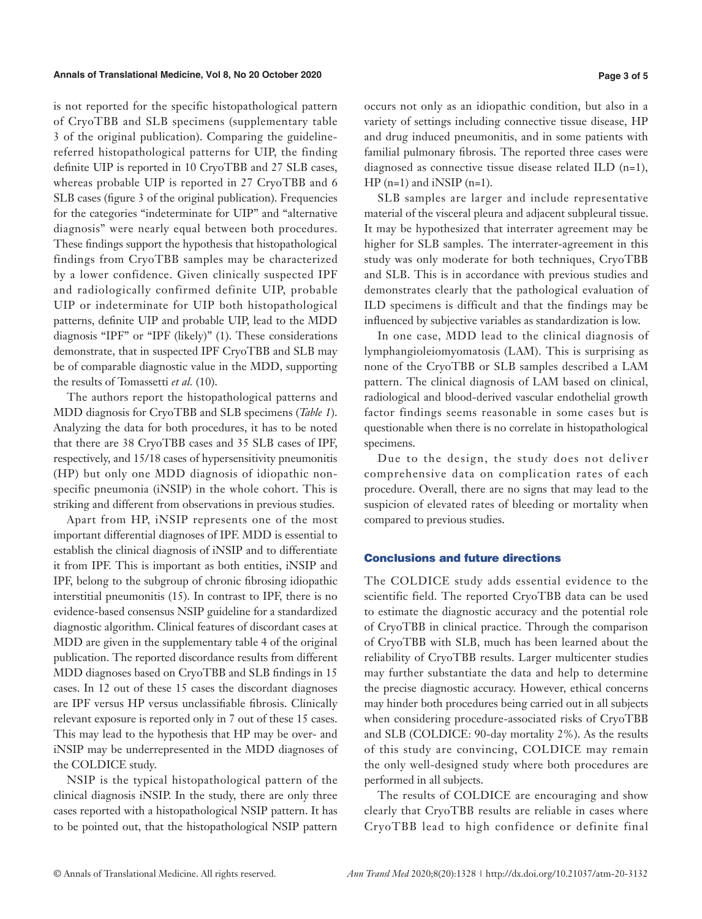is not reported for the specific histopathological pattern of CryoTBB and SLB specimens (supplementary table 3 of the original publication). Comparing the guideline-referred histopathological patterns for UIP, the finding definite UIP is reported in 10 CryoTBB and 27 SLB cases, whereas probable UIP is reported in 27 CryoTBB and 6 SLB cases (figure 3 of the original publication). Frequencies for the categories "indeterminate for UIP" and "alternative diagnosis" were nearly equal between both procedures. These findings support the hypothesis that histopathological findings from CryoTBB samples may be characterized by a lower confidence. Given clinically suspected IPF and radiologically confirmed definite UIP, probable UIP or indeterminate for UIP both histopathological patterns, definite UIP and probable UIP, lead to the MDD diagnosis "IPF" or "IPF (likely)" (1). These considerations demonstrate, that in suspected IPF CryoTBB and SLB may be of comparable diagnostic value in the MDD, supporting the results of Tomassetti *et al.* (10).

The authors report the histopathological patterns and MDD diagnosis for CryoTBB and SLB specimens (*Table 1*). Analyzing the data for both procedures, it has to be noted that there are 38 CryoTBB cases and 35 SLB cases of IPF, respectively, and 15/18 cases of hypersensitivity pneumonitis (HP) but only one MDD diagnosis of idiopathic non-specific pneumonia (iNSIP) in the whole cohort. This is striking and different from observations in previous studies.

Apart from HP, iNSIP represents one of the most important differential diagnoses of IPF. MDD is essential to establish the clinical diagnosis of iNSIP and to differentiate it from IPF. This is important as both entities, iNSIP and IPF, belong to the subgroup of chronic fibrosing idiopathic interstitial pneumonitis (15). In contrast to IPF, there is no evidence-based consensus NSIP guideline for a standardized diagnostic algorithm. Clinical features of discordant cases at MDD are given in the supplementary table 4 of the original publication. The reported discordance results from different MDD diagnoses based on CryoTBB and SLB findings in 15 cases. In 12 out of these 15 cases the discordant diagnoses are IPF versus HP versus unclassifiable fibrosis. Clinically relevant exposure is reported only in 7 out of these 15 cases. This may lead to the hypothesis that HP may be over- and iNSIP may be underrepresented in the MDD diagnoses of the COLDICE study.

NSIP is the typical histopathological pattern of the clinical diagnosis iNSIP. In the study, there are only three cases reported with a histopathological NSIP pattern. It has to be pointed out, that the histopathological NSIP pattern occurs not only as an idiopathic condition, but also in a variety of settings including connective tissue disease, HP and drug induced pneumonitis, and in some patients with familial pulmonary fibrosis. The reported three cases were diagnosed as connective tissue disease related ILD (n=1), HP (n=1) and iNSIP (n=1).

SLB samples are larger and include representative material of the visceral pleura and adjacent subpleural tissue. It may be hypothesized that interrater agreement may be higher for SLB samples. The interrater-agreement in this study was only moderate for both techniques, CryoTBB and SLB. This is in accordance with previous studies and demonstrates clearly that the pathological evaluation of ILD specimens is difficult and that the findings may be influenced by subjective variables as standardization is low.

In one case, MDD lead to the clinical diagnosis of lymphangioleiomyomatosis (LAM). This is surprising as none of the CryoTBB or SLB samples described a LAM pattern. The clinical diagnosis of LAM based on clinical, radiological and blood-derived vascular endothelial growth factor findings seems reasonable in some cases but is questionable when there is no correlate in histopathological specimens.

Due to the design, the study does not deliver comprehensive data on complication rates of each procedure. Overall, there are no signs that may lead to the suspicion of elevated rates of bleeding or mortality when compared to previous studies.

## Conclusions and future directions

The COLDICE study adds essential evidence to the scientific field. The reported CryoTBB data can be used to estimate the diagnostic accuracy and the potential role of CryoTBB in clinical practice. Through the comparison of CryoTBB with SLB, much has been learned about the reliability of CryoTBB results. Larger multicenter studies may further substantiate the data and help to determine the precise diagnostic accuracy. However, ethical concerns may hinder both procedures being carried out in all subjects when considering procedure-associated risks of CryoTBB and SLB (COLDICE: 90-day mortality 2%). As the results of this study are convincing, COLDICE may remain the only well-designed study where both procedures are performed in all subjects.

The results of COLDICE are encouraging and show clearly that CryoTBB results are reliable in cases where CryoTBB lead to high confidence or definite final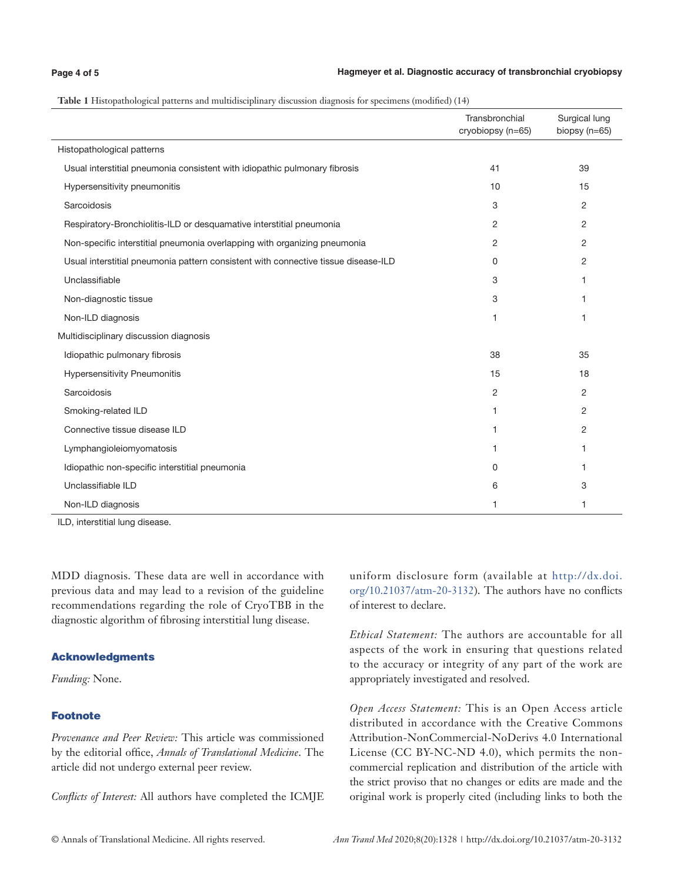**Table 1** Histopathological patterns and multidisciplinary discussion diagnosis for specimens (modified) (14)

| | Transbronchial cryobiopsy (n=65) | Surgical lung biopsy (n=65) |
|---|---|---|
| Histopathological patterns | | |
| Usual interstitial pneumonia consistent with idiopathic pulmonary fibrosis | 41 | 39 |
| Hypersensitivity pneumonitis | 10 | 15 |
| Sarcoidosis | 3 | 2 |
| Respiratory-Bronchiolitis-ILD or desquamative interstitial pneumonia | 2 | 2 |
| Non-specific interstitial pneumonia overlapping with organizing pneumonia | 2 | 2 |
| Usual interstitial pneumonia pattern consistent with connective tissue disease-ILD | 0 | 2 |
| Unclassifiable | 3 | 1 |
| Non-diagnostic tissue | 3 | 1 |
| Non-ILD diagnosis | 1 | 1 |
| Multidisciplinary discussion diagnosis | | |
| Idiopathic pulmonary fibrosis | 38 | 35 |
| Hypersensitivity Pneumonitis | 15 | 18 |
| Sarcoidosis | 2 | 2 |
| Smoking-related ILD | 1 | 2 |
| Connective tissue disease ILD | 1 | 2 |
| Lymphangioleiomyomatosis | 1 | 1 |
| Idiopathic non-specific interstitial pneumonia | 0 | 1 |
| Unclassifiable ILD | 6 | 3 |
| Non-ILD diagnosis | 1 | 1 |

ILD, interstitial lung disease.

MDD diagnosis. These data are well in accordance with previous data and may lead to a revision of the guideline recommendations regarding the role of CryoTBB in the diagnostic algorithm of fibrosing interstitial lung disease.

## Acknowledgments

*Funding:* None.

## Footnote

*Provenance and Peer Review:* This article was commissioned by the editorial office, *Annals of Translational Medicine*. The article did not undergo external peer review.

*Conflicts of Interest:* All authors have completed the ICMJE uniform disclosure form (available at http://dx.doi.org/10.21037/atm-20-3132). The authors have no conflicts of interest to declare.

*Ethical Statement:* The authors are accountable for all aspects of the work in ensuring that questions related to the accuracy or integrity of any part of the work are appropriately investigated and resolved.

*Open Access Statement:* This is an Open Access article distributed in accordance with the Creative Commons Attribution-NonCommercial-NoDerivs 4.0 International License (CC BY-NC-ND 4.0), which permits the non-commercial replication and distribution of the article with the strict proviso that no changes or edits are made and the original work is properly cited (including links to both the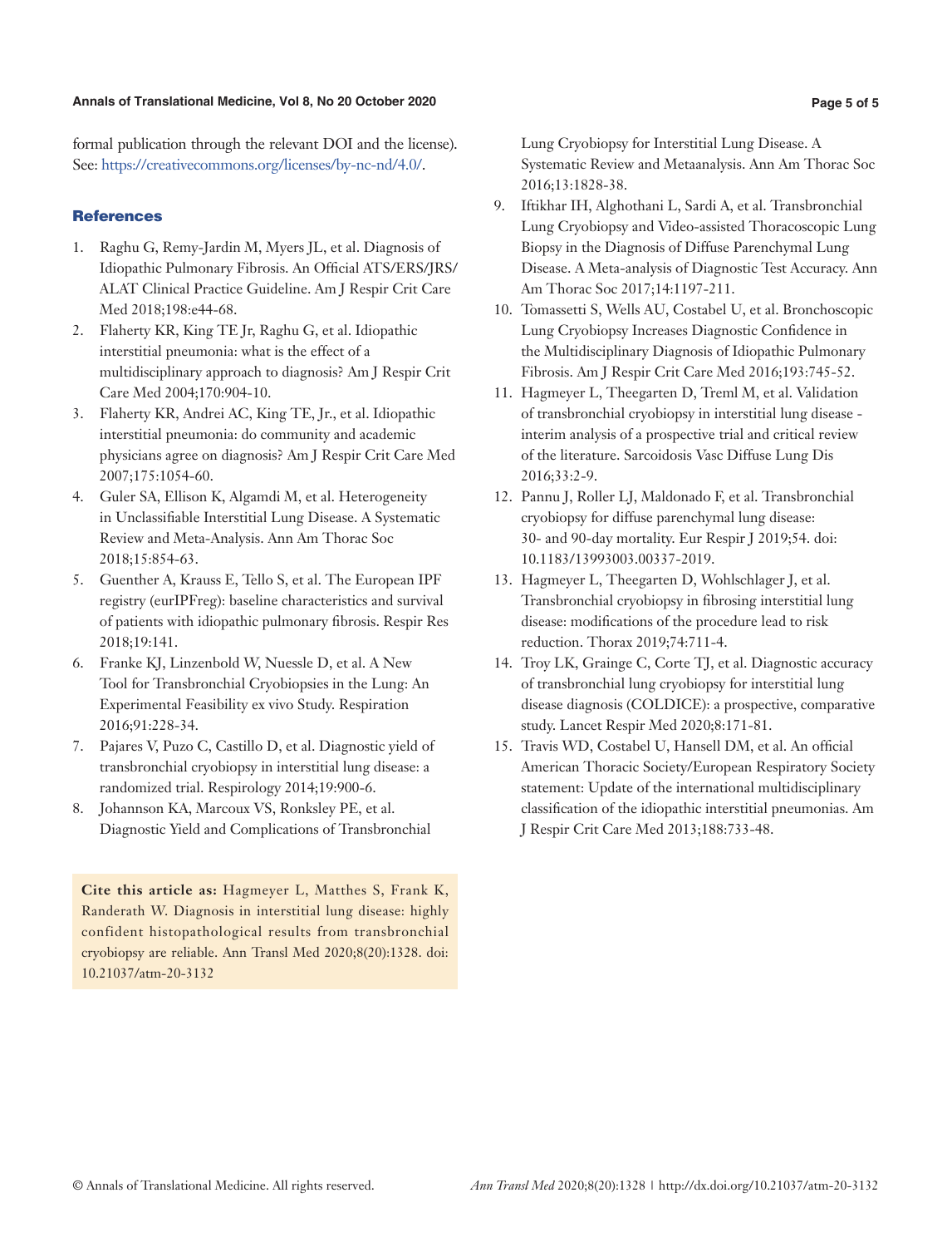formal publication through the relevant DOI and the license). See: https://creativecommons.org/licenses/by-nc-nd/4.0/.

## References

1. Raghu G, Remy-Jardin M, Myers JL, et al. Diagnosis of Idiopathic Pulmonary Fibrosis. An Official ATS/ERS/JRS/ALAT Clinical Practice Guideline. Am J Respir Crit Care Med 2018;198:e44-68.
2. Flaherty KR, King TE Jr, Raghu G, et al. Idiopathic interstitial pneumonia: what is the effect of a multidisciplinary approach to diagnosis? Am J Respir Crit Care Med 2004;170:904-10.
3. Flaherty KR, Andrei AC, King TE, Jr., et al. Idiopathic interstitial pneumonia: do community and academic physicians agree on diagnosis? Am J Respir Crit Care Med 2007;175:1054-60.
4. Guler SA, Ellison K, Algamdi M, et al. Heterogeneity in Unclassifiable Interstitial Lung Disease. A Systematic Review and Meta-Analysis. Ann Am Thorac Soc 2018;15:854-63.
5. Guenther A, Krauss E, Tello S, et al. The European IPF registry (eurIPFreg): baseline characteristics and survival of patients with idiopathic pulmonary fibrosis. Respir Res 2018;19:141.
6. Franke KJ, Linzenbold W, Nuessle D, et al. A New Tool for Transbronchial Cryobiopsies in the Lung: An Experimental Feasibility ex vivo Study. Respiration 2016;91:228-34.
7. Pajares V, Puzo C, Castillo D, et al. Diagnostic yield of transbronchial cryobiopsy in interstitial lung disease: a randomized trial. Respirology 2014;19:900-6.
8. Johannson KA, Marcoux VS, Ronksley PE, et al. Diagnostic Yield and Complications of Transbronchial Lung Cryobiopsy for Interstitial Lung Disease. A Systematic Review and Metaanalysis. Ann Am Thorac Soc 2016;13:1828-38.
9. Iftikhar IH, Alghothani L, Sardi A, et al. Transbronchial Lung Cryobiopsy and Video-assisted Thoracoscopic Lung Biopsy in the Diagnosis of Diffuse Parenchymal Lung Disease. A Meta-analysis of Diagnostic Test Accuracy. Ann Am Thorac Soc 2017;14:1197-211.
10. Tomassetti S, Wells AU, Costabel U, et al. Bronchoscopic Lung Cryobiopsy Increases Diagnostic Confidence in the Multidisciplinary Diagnosis of Idiopathic Pulmonary Fibrosis. Am J Respir Crit Care Med 2016;193:745-52.
11. Hagmeyer L, Theegarten D, Treml M, et al. Validation of transbronchial cryobiopsy in interstitial lung disease - interim analysis of a prospective trial and critical review of the literature. Sarcoidosis Vasc Diffuse Lung Dis 2016;33:2-9.
12. Pannu J, Roller LJ, Maldonado F, et al. Transbronchial cryobiopsy for diffuse parenchymal lung disease: 30- and 90-day mortality. Eur Respir J 2019;54. doi: 10.1183/13993003.00337-2019.
13. Hagmeyer L, Theegarten D, Wohlschlager J, et al. Transbronchial cryobiopsy in fibrosing interstitial lung disease: modifications of the procedure lead to risk reduction. Thorax 2019;74:711-4.
14. Troy LK, Grainge C, Corte TJ, et al. Diagnostic accuracy of transbronchial lung cryobiopsy for interstitial lung disease diagnosis (COLDICE): a prospective, comparative study. Lancet Respir Med 2020;8:171-81.
15. Travis WD, Costabel U, Hansell DM, et al. An official American Thoracic Society/European Respiratory Society statement: Update of the international multidisciplinary classification of the idiopathic interstitial pneumonias. Am J Respir Crit Care Med 2013;188:733-48.

**Cite this article as:** Hagmeyer L, Matthes S, Frank K, Randerath W. Diagnosis in interstitial lung disease: highly confident histopathological results from transbronchial cryobiopsy are reliable. Ann Transl Med 2020;8(20):1328. doi: 10.21037/atm-20-3132